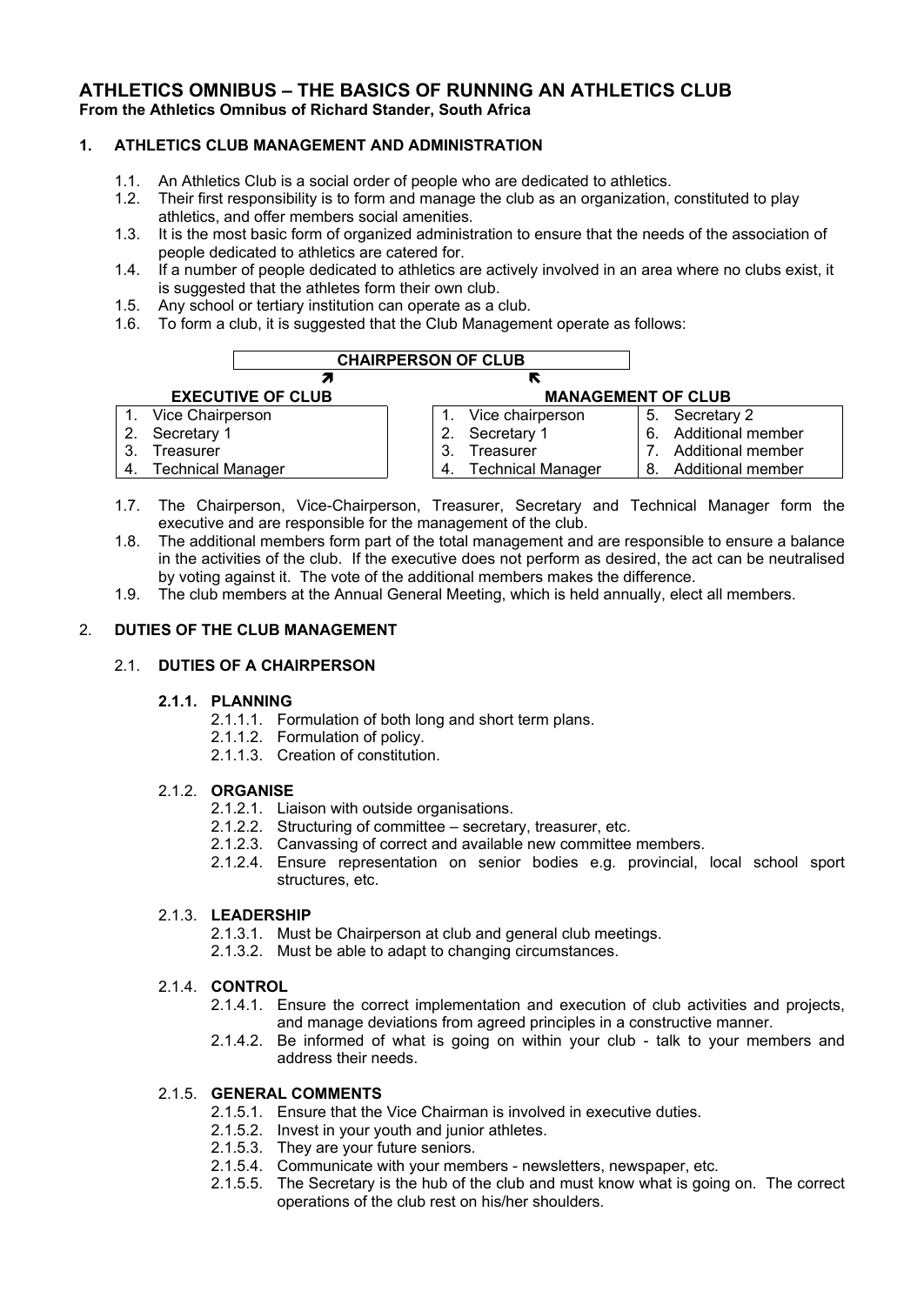# ATHLETICS OMNIBUS – THE BASICS OF RUNNING AN ATHLETICS CLUB

**From the Athletics Omnibus of Richard Stander, South Africa**

## 1. ATHLETICS CLUB MANAGEMENT AND ADMINISTRATION

1.1. An Athletics Club is a social order of people who are dedicated to athletics.

1.2. Their first responsibility is to form and manage the club as an organization, constituted to play athletics, and offer members social amenities.

1.3. It is the most basic form of organized administration to ensure that the needs of the association of people dedicated to athletics are catered for.

1.4. If a number of people dedicated to athletics are actively involved in an area where no clubs exist, it is suggested that the athletes form their own club.

1.5. Any school or tertiary institution can operate as a club.

1.6. To form a club, it is suggested that the Club Management operate as follows:

**CHAIRPERSON OF CLUB**

| **EXECUTIVE OF CLUB** |
|---|
| 1. Vice Chairperson |
| 2. Secretary 1 |
| 3. Treasurer |
| 4. Technical Manager |

| **MANAGEMENT OF CLUB** | |
|---|---|
| 1. Vice chairperson | 5. Secretary 2 |
| 2. Secretary 1 | 6. Additional member |
| 3. Treasurer | 7. Additional member |
| 4. Technical Manager | 8. Additional member |

1.7. The Chairperson, Vice-Chairperson, Treasurer, Secretary and Technical Manager form the executive and are responsible for the management of the club.

1.8. The additional members form part of the total management and are responsible to ensure a balance in the activities of the club. If the executive does not perform as desired, the act can be neutralised by voting against it. The vote of the additional members makes the difference.

1.9. The club members at the Annual General Meeting, which is held annually, elect all members.

## 2. DUTIES OF THE CLUB MANAGEMENT

### 2.1. DUTIES OF A CHAIRPERSON

#### 2.1.1. PLANNING

2.1.1.1. Formulation of both long and short term plans.

2.1.1.2. Formulation of policy.

2.1.1.3. Creation of constitution.

#### 2.1.2. ORGANISE

2.1.2.1. Liaison with outside organisations.

2.1.2.2. Structuring of committee – secretary, treasurer, etc.

2.1.2.3. Canvassing of correct and available new committee members.

2.1.2.4. Ensure representation on senior bodies e.g. provincial, local school sport structures, etc.

#### 2.1.3. LEADERSHIP

2.1.3.1. Must be Chairperson at club and general club meetings.

2.1.3.2. Must be able to adapt to changing circumstances.

#### 2.1.4. CONTROL

2.1.4.1. Ensure the correct implementation and execution of club activities and projects, and manage deviations from agreed principles in a constructive manner.

2.1.4.2. Be informed of what is going on within your club - talk to your members and address their needs.

#### 2.1.5. GENERAL COMMENTS

2.1.5.1. Ensure that the Vice Chairman is involved in executive duties.

2.1.5.2. Invest in your youth and junior athletes.

2.1.5.3. They are your future seniors.

2.1.5.4. Communicate with your members - newsletters, newspaper, etc.

2.1.5.5. The Secretary is the hub of the club and must know what is going on. The correct operations of the club rest on his/her shoulders.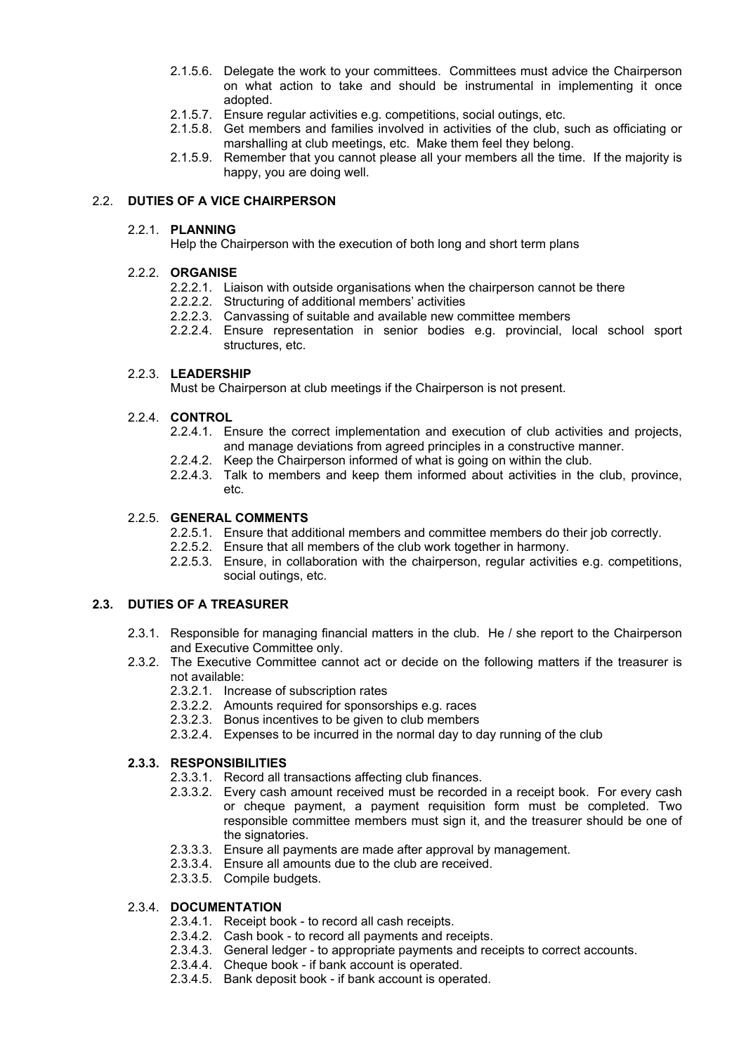2.1.5.6. Delegate the work to your committees. Committees must advice the Chairperson on what action to take and should be instrumental in implementing it once adopted.

2.1.5.7. Ensure regular activities e.g. competitions, social outings, etc.

2.1.5.8. Get members and families involved in activities of the club, such as officiating or marshalling at club meetings, etc. Make them feel they belong.

2.1.5.9. Remember that you cannot please all your members all the time. If the majority is happy, you are doing well.

## 2.2. DUTIES OF A VICE CHAIRPERSON

### 2.2.1. PLANNING

Help the Chairperson with the execution of both long and short term plans

### 2.2.2. ORGANISE

2.2.2.1. Liaison with outside organisations when the chairperson cannot be there

2.2.2.2. Structuring of additional members' activities

2.2.2.3. Canvassing of suitable and available new committee members

2.2.2.4. Ensure representation in senior bodies e.g. provincial, local school sport structures, etc.

### 2.2.3. LEADERSHIP

Must be Chairperson at club meetings if the Chairperson is not present.

### 2.2.4. CONTROL

2.2.4.1. Ensure the correct implementation and execution of club activities and projects, and manage deviations from agreed principles in a constructive manner.

2.2.4.2. Keep the Chairperson informed of what is going on within the club.

2.2.4.3. Talk to members and keep them informed about activities in the club, province, etc.

### 2.2.5. GENERAL COMMENTS

2.2.5.1. Ensure that additional members and committee members do their job correctly.

2.2.5.2. Ensure that all members of the club work together in harmony.

2.2.5.3. Ensure, in collaboration with the chairperson, regular activities e.g. competitions, social outings, etc.

## 2.3. DUTIES OF A TREASURER

2.3.1. Responsible for managing financial matters in the club. He / she report to the Chairperson and Executive Committee only.

2.3.2. The Executive Committee cannot act or decide on the following matters if the treasurer is not available:

2.3.2.1. Increase of subscription rates

2.3.2.2. Amounts required for sponsorships e.g. races

2.3.2.3. Bonus incentives to be given to club members

2.3.2.4. Expenses to be incurred in the normal day to day running of the club

### 2.3.3. RESPONSIBILITIES

2.3.3.1. Record all transactions affecting club finances.

2.3.3.2. Every cash amount received must be recorded in a receipt book. For every cash or cheque payment, a payment requisition form must be completed. Two responsible committee members must sign it, and the treasurer should be one of the signatories.

2.3.3.3. Ensure all payments are made after approval by management.

2.3.3.4. Ensure all amounts due to the club are received.

2.3.3.5. Compile budgets.

### 2.3.4. DOCUMENTATION

2.3.4.1. Receipt book - to record all cash receipts.

2.3.4.2. Cash book - to record all payments and receipts.

2.3.4.3. General ledger - to appropriate payments and receipts to correct accounts.

2.3.4.4. Cheque book - if bank account is operated.

2.3.4.5. Bank deposit book - if bank account is operated.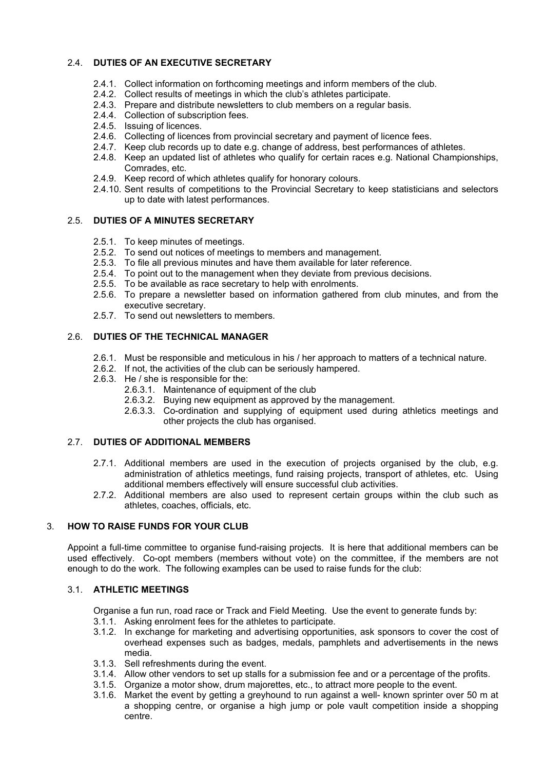### 2.4. DUTIES OF AN EXECUTIVE SECRETARY

- 2.4.1. Collect information on forthcoming meetings and inform members of the club.
- 2.4.2. Collect results of meetings in which the club's athletes participate.
- 2.4.3. Prepare and distribute newsletters to club members on a regular basis.
- 2.4.4. Collection of subscription fees.
- 2.4.5. Issuing of licences.
- 2.4.6. Collecting of licences from provincial secretary and payment of licence fees.
- 2.4.7. Keep club records up to date e.g. change of address, best performances of athletes.
- 2.4.8. Keep an updated list of athletes who qualify for certain races e.g. National Championships, Comrades, etc.
- 2.4.9. Keep record of which athletes qualify for honorary colours.
- 2.4.10. Sent results of competitions to the Provincial Secretary to keep statisticians and selectors up to date with latest performances.

### 2.5. DUTIES OF A MINUTES SECRETARY

- 2.5.1. To keep minutes of meetings.
- 2.5.2. To send out notices of meetings to members and management.
- 2.5.3. To file all previous minutes and have them available for later reference.
- 2.5.4. To point out to the management when they deviate from previous decisions.
- 2.5.5. To be available as race secretary to help with enrolments.
- 2.5.6. To prepare a newsletter based on information gathered from club minutes, and from the executive secretary.
- 2.5.7. To send out newsletters to members.

### 2.6. DUTIES OF THE TECHNICAL MANAGER

- 2.6.1. Must be responsible and meticulous in his / her approach to matters of a technical nature.
- 2.6.2. If not, the activities of the club can be seriously hampered.
- 2.6.3. He / she is responsible for the:
  - 2.6.3.1. Maintenance of equipment of the club
  - 2.6.3.2. Buying new equipment as approved by the management.
  - 2.6.3.3. Co-ordination and supplying of equipment used during athletics meetings and other projects the club has organised.

### 2.7. DUTIES OF ADDITIONAL MEMBERS

- 2.7.1. Additional members are used in the execution of projects organised by the club, e.g. administration of athletics meetings, fund raising projects, transport of athletes, etc. Using additional members effectively will ensure successful club activities.
- 2.7.2. Additional members are also used to represent certain groups within the club such as athletes, coaches, officials, etc.

## 3. HOW TO RAISE FUNDS FOR YOUR CLUB

Appoint a full-time committee to organise fund-raising projects. It is here that additional members can be used effectively. Co-opt members (members without vote) on the committee, if the members are not enough to do the work. The following examples can be used to raise funds for the club:

### 3.1. ATHLETIC MEETINGS

Organise a fun run, road race or Track and Field Meeting. Use the event to generate funds by:

- 3.1.1. Asking enrolment fees for the athletes to participate.
- 3.1.2. In exchange for marketing and advertising opportunities, ask sponsors to cover the cost of overhead expenses such as badges, medals, pamphlets and advertisements in the news media.
- 3.1.3. Sell refreshments during the event.
- 3.1.4. Allow other vendors to set up stalls for a submission fee and or a percentage of the profits.
- 3.1.5. Organize a motor show, drum majorettes, etc., to attract more people to the event.
- 3.1.6. Market the event by getting a greyhound to run against a well- known sprinter over 50 m at a shopping centre, or organise a high jump or pole vault competition inside a shopping centre.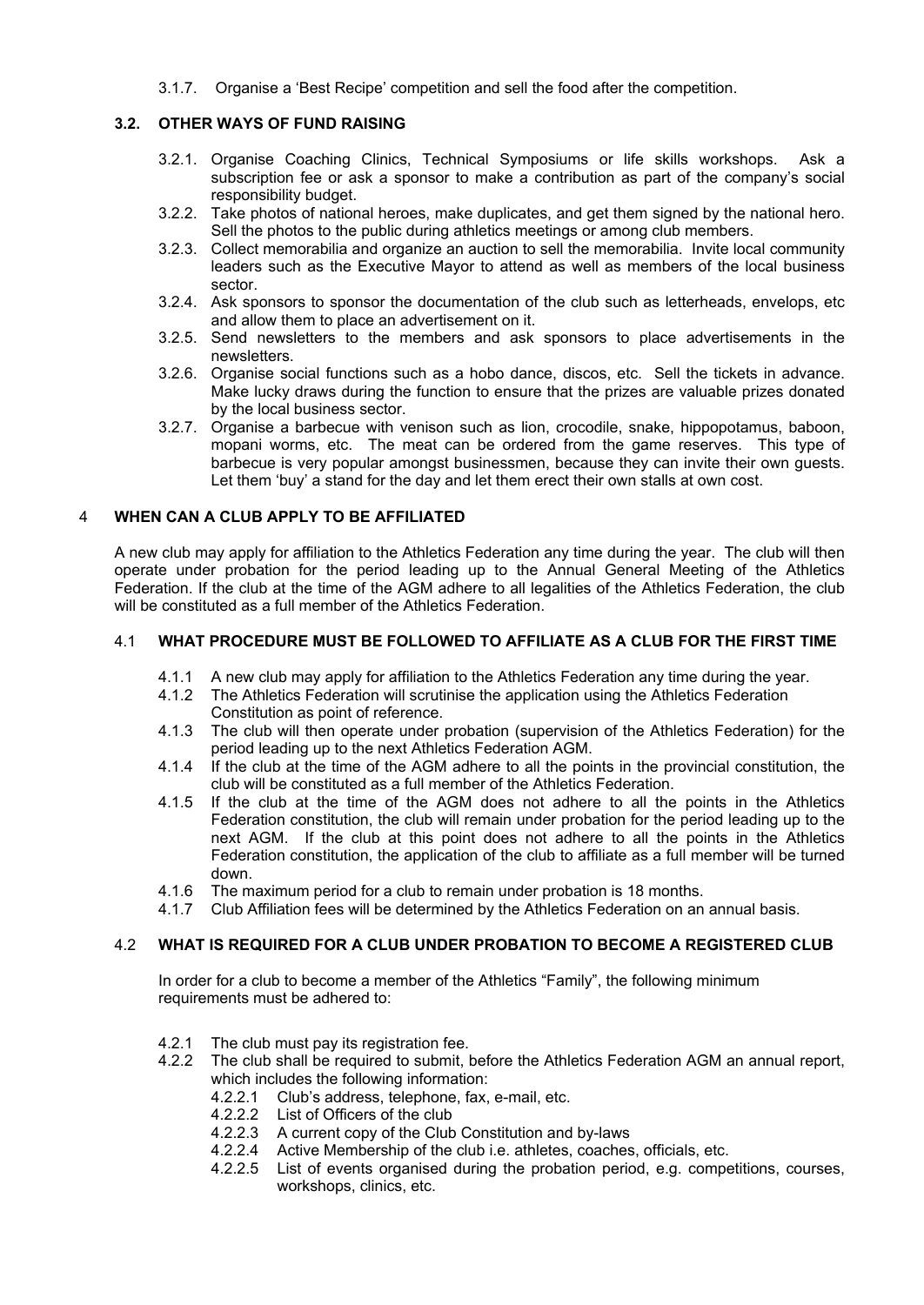3.1.7. Organise a 'Best Recipe' competition and sell the food after the competition.

### 3.2. OTHER WAYS OF FUND RAISING

3.2.1. Organise Coaching Clinics, Technical Symposiums or life skills workshops. Ask a subscription fee or ask a sponsor to make a contribution as part of the company's social responsibility budget.

3.2.2. Take photos of national heroes, make duplicates, and get them signed by the national hero. Sell the photos to the public during athletics meetings or among club members.

3.2.3. Collect memorabilia and organize an auction to sell the memorabilia. Invite local community leaders such as the Executive Mayor to attend as well as members of the local business sector.

3.2.4. Ask sponsors to sponsor the documentation of the club such as letterheads, envelops, etc and allow them to place an advertisement on it.

3.2.5. Send newsletters to the members and ask sponsors to place advertisements in the newsletters.

3.2.6. Organise social functions such as a hobo dance, discos, etc. Sell the tickets in advance. Make lucky draws during the function to ensure that the prizes are valuable prizes donated by the local business sector.

3.2.7. Organise a barbecue with venison such as lion, crocodile, snake, hippopotamus, baboon, mopani worms, etc. The meat can be ordered from the game reserves. This type of barbecue is very popular amongst businessmen, because they can invite their own guests. Let them 'buy' a stand for the day and let them erect their own stalls at own cost.

## 4 WHEN CAN A CLUB APPLY TO BE AFFILIATED

A new club may apply for affiliation to the Athletics Federation any time during the year. The club will then operate under probation for the period leading up to the Annual General Meeting of the Athletics Federation. If the club at the time of the AGM adhere to all legalities of the Athletics Federation, the club will be constituted as a full member of the Athletics Federation.

### 4.1 WHAT PROCEDURE MUST BE FOLLOWED TO AFFILIATE AS A CLUB FOR THE FIRST TIME

4.1.1 A new club may apply for affiliation to the Athletics Federation any time during the year.

4.1.2 The Athletics Federation will scrutinise the application using the Athletics Federation Constitution as point of reference.

4.1.3 The club will then operate under probation (supervision of the Athletics Federation) for the period leading up to the next Athletics Federation AGM.

4.1.4 If the club at the time of the AGM adhere to all the points in the provincial constitution, the club will be constituted as a full member of the Athletics Federation.

4.1.5 If the club at the time of the AGM does not adhere to all the points in the Athletics Federation constitution, the club will remain under probation for the period leading up to the next AGM. If the club at this point does not adhere to all the points in the Athletics Federation constitution, the application of the club to affiliate as a full member will be turned down.

4.1.6 The maximum period for a club to remain under probation is 18 months.

4.1.7 Club Affiliation fees will be determined by the Athletics Federation on an annual basis.

### 4.2 WHAT IS REQUIRED FOR A CLUB UNDER PROBATION TO BECOME A REGISTERED CLUB

In order for a club to become a member of the Athletics "Family", the following minimum requirements must be adhered to:

4.2.1 The club must pay its registration fee.

4.2.2 The club shall be required to submit, before the Athletics Federation AGM an annual report, which includes the following information:

- 4.2.2.1 Club's address, telephone, fax, e-mail, etc.
- 4.2.2.2 List of Officers of the club
- 4.2.2.3 A current copy of the Club Constitution and by-laws
- 4.2.2.4 Active Membership of the club i.e. athletes, coaches, officials, etc.
- 4.2.2.5 List of events organised during the probation period, e.g. competitions, courses, workshops, clinics, etc.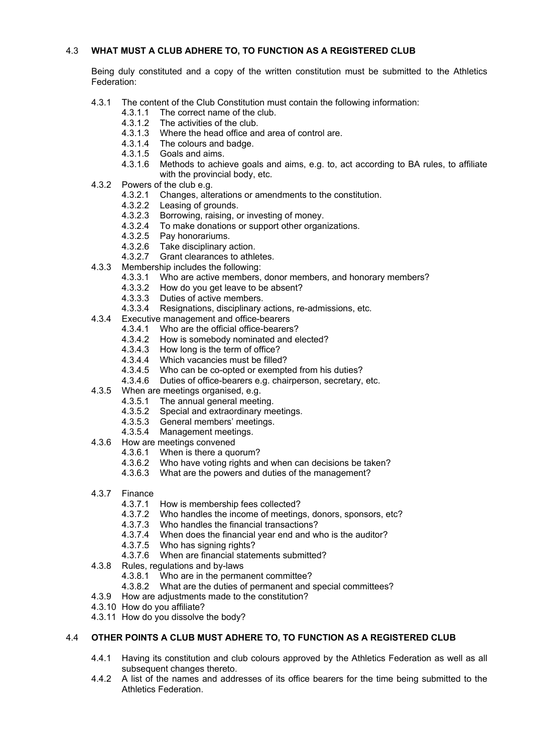## 4.3 WHAT MUST A CLUB ADHERE TO, TO FUNCTION AS A REGISTERED CLUB

Being duly constituted and a copy of the written constitution must be submitted to the Athletics Federation:

- 4.3.1 The content of the Club Constitution must contain the following information:
  - 4.3.1.1 The correct name of the club.
  - 4.3.1.2 The activities of the club.
  - 4.3.1.3 Where the head office and area of control are.
  - 4.3.1.4 The colours and badge.
  - 4.3.1.5 Goals and aims.
  - 4.3.1.6 Methods to achieve goals and aims, e.g. to, act according to BA rules, to affiliate with the provincial body, etc.
- 4.3.2 Powers of the club e.g.
  - 4.3.2.1 Changes, alterations or amendments to the constitution.
  - 4.3.2.2 Leasing of grounds.
  - 4.3.2.3 Borrowing, raising, or investing of money.
  - 4.3.2.4 To make donations or support other organizations.
  - 4.3.2.5 Pay honorariums.
  - 4.3.2.6 Take disciplinary action.
  - 4.3.2.7 Grant clearances to athletes.
- 4.3.3 Membership includes the following:
  - 4.3.3.1 Who are active members, donor members, and honorary members?
  - 4.3.3.2 How do you get leave to be absent?
  - 4.3.3.3 Duties of active members.
  - 4.3.3.4 Resignations, disciplinary actions, re-admissions, etc.
- 4.3.4 Executive management and office-bearers
  - 4.3.4.1 Who are the official office-bearers?
  - 4.3.4.2 How is somebody nominated and elected?
  - 4.3.4.3 How long is the term of office?
  - 4.3.4.4 Which vacancies must be filled?
  - 4.3.4.5 Who can be co-opted or exempted from his duties?
  - 4.3.4.6 Duties of office-bearers e.g. chairperson, secretary, etc.
- 4.3.5 When are meetings organised, e.g.
  - 4.3.5.1 The annual general meeting.
  - 4.3.5.2 Special and extraordinary meetings.
  - 4.3.5.3 General members' meetings.
  - 4.3.5.4 Management meetings.
- 4.3.6 How are meetings convened
  - 4.3.6.1 When is there a quorum?
  - 4.3.6.2 Who have voting rights and when can decisions be taken?
  - 4.3.6.3 What are the powers and duties of the management?
- 4.3.7 Finance
  - 4.3.7.1 How is membership fees collected?
  - 4.3.7.2 Who handles the income of meetings, donors, sponsors, etc?
  - 4.3.7.3 Who handles the financial transactions?
  - 4.3.7.4 When does the financial year end and who is the auditor?
  - 4.3.7.5 Who has signing rights?
  - 4.3.7.6 When are financial statements submitted?
- 4.3.8 Rules, regulations and by-laws
  - 4.3.8.1 Who are in the permanent committee?
  - 4.3.8.2 What are the duties of permanent and special committees?
- 4.3.9 How are adjustments made to the constitution?
- 4.3.10 How do you affiliate?
- 4.3.11 How do you dissolve the body?

## 4.4 OTHER POINTS A CLUB MUST ADHERE TO, TO FUNCTION AS A REGISTERED CLUB

- 4.4.1 Having its constitution and club colours approved by the Athletics Federation as well as all subsequent changes thereto.
- 4.4.2 A list of the names and addresses of its office bearers for the time being submitted to the Athletics Federation.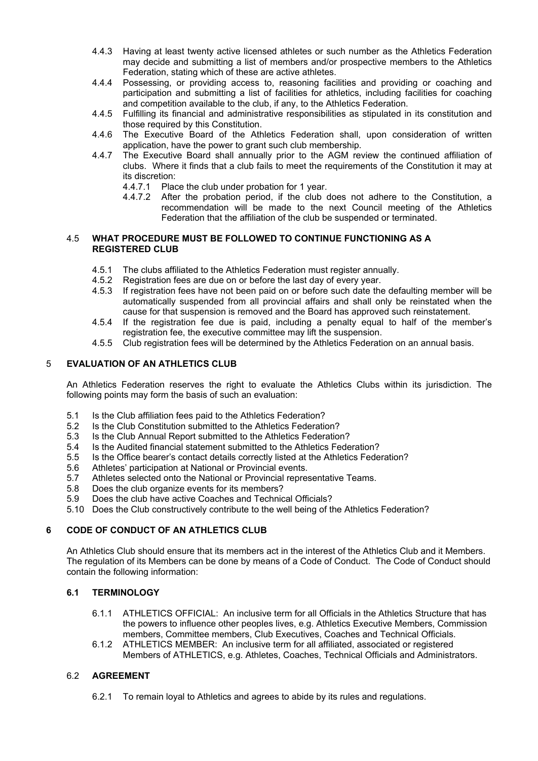4.4.3 Having at least twenty active licensed athletes or such number as the Athletics Federation may decide and submitting a list of members and/or prospective members to the Athletics Federation, stating which of these are active athletes.

4.4.4 Possessing, or providing access to, reasoning facilities and providing or coaching and participation and submitting a list of facilities for athletics, including facilities for coaching and competition available to the club, if any, to the Athletics Federation.

4.4.5 Fulfilling its financial and administrative responsibilities as stipulated in its constitution and those required by this Constitution.

4.4.6 The Executive Board of the Athletics Federation shall, upon consideration of written application, have the power to grant such club membership.

4.4.7 The Executive Board shall annually prior to the AGM review the continued affiliation of clubs. Where it finds that a club fails to meet the requirements of the Constitution it may at its discretion:

4.4.7.1 Place the club under probation for 1 year.

4.4.7.2 After the probation period, if the club does not adhere to the Constitution, a recommendation will be made to the next Council meeting of the Athletics Federation that the affiliation of the club be suspended or terminated.

### 4.5 WHAT PROCEDURE MUST BE FOLLOWED TO CONTINUE FUNCTIONING AS A REGISTERED CLUB

4.5.1 The clubs affiliated to the Athletics Federation must register annually.

4.5.2 Registration fees are due on or before the last day of every year.

4.5.3 If registration fees have not been paid on or before such date the defaulting member will be automatically suspended from all provincial affairs and shall only be reinstated when the cause for that suspension is removed and the Board has approved such reinstatement.

4.5.4 If the registration fee due is paid, including a penalty equal to half of the member's registration fee, the executive committee may lift the suspension.

4.5.5 Club registration fees will be determined by the Athletics Federation on an annual basis.

## 5 EVALUATION OF AN ATHLETICS CLUB

An Athletics Federation reserves the right to evaluate the Athletics Clubs within its jurisdiction. The following points may form the basis of such an evaluation:

5.1 Is the Club affiliation fees paid to the Athletics Federation?

5.2 Is the Club Constitution submitted to the Athletics Federation?

5.3 Is the Club Annual Report submitted to the Athletics Federation?

5.4 Is the Audited financial statement submitted to the Athletics Federation?

5.5 Is the Office bearer's contact details correctly listed at the Athletics Federation?

5.6 Athletes' participation at National or Provincial events.

5.7 Athletes selected onto the National or Provincial representative Teams.

5.8 Does the club organize events for its members?

5.9 Does the club have active Coaches and Technical Officials?

5.10 Does the Club constructively contribute to the well being of the Athletics Federation?

## 6 CODE OF CONDUCT OF AN ATHLETICS CLUB

An Athletics Club should ensure that its members act in the interest of the Athletics Club and it Members. The regulation of its Members can be done by means of a Code of Conduct. The Code of Conduct should contain the following information:

### 6.1 TERMINOLOGY

6.1.1 ATHLETICS OFFICIAL: An inclusive term for all Officials in the Athletics Structure that has the powers to influence other peoples lives, e.g. Athletics Executive Members, Commission members, Committee members, Club Executives, Coaches and Technical Officials.

6.1.2 ATHLETICS MEMBER: An inclusive term for all affiliated, associated or registered Members of ATHLETICS, e.g. Athletes, Coaches, Technical Officials and Administrators.

### 6.2 AGREEMENT

6.2.1 To remain loyal to Athletics and agrees to abide by its rules and regulations.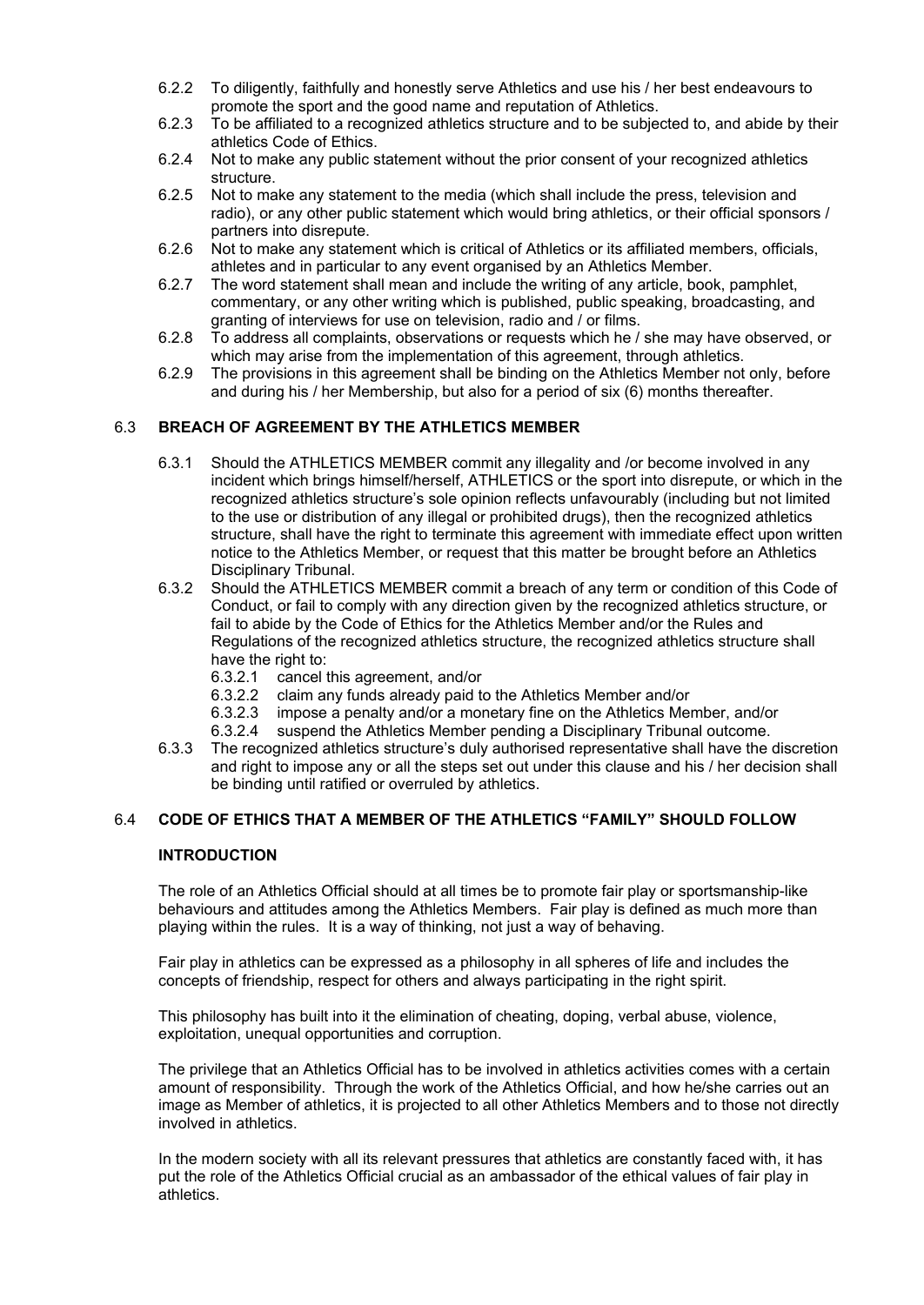6.2.2 To diligently, faithfully and honestly serve Athletics and use his / her best endeavours to promote the sport and the good name and reputation of Athletics.

6.2.3 To be affiliated to a recognized athletics structure and to be subjected to, and abide by their athletics Code of Ethics.

6.2.4 Not to make any public statement without the prior consent of your recognized athletics structure.

6.2.5 Not to make any statement to the media (which shall include the press, television and radio), or any other public statement which would bring athletics, or their official sponsors / partners into disrepute.

6.2.6 Not to make any statement which is critical of Athletics or its affiliated members, officials, athletes and in particular to any event organised by an Athletics Member.

6.2.7 The word statement shall mean and include the writing of any article, book, pamphlet, commentary, or any other writing which is published, public speaking, broadcasting, and granting of interviews for use on television, radio and / or films.

6.2.8 To address all complaints, observations or requests which he / she may have observed, or which may arise from the implementation of this agreement, through athletics.

6.2.9 The provisions in this agreement shall be binding on the Athletics Member not only, before and during his / her Membership, but also for a period of six (6) months thereafter.

### 6.3 BREACH OF AGREEMENT BY THE ATHLETICS MEMBER

6.3.1 Should the ATHLETICS MEMBER commit any illegality and /or become involved in any incident which brings himself/herself, ATHLETICS or the sport into disrepute, or which in the recognized athletics structure's sole opinion reflects unfavourably (including but not limited to the use or distribution of any illegal or prohibited drugs), then the recognized athletics structure, shall have the right to terminate this agreement with immediate effect upon written notice to the Athletics Member, or request that this matter be brought before an Athletics Disciplinary Tribunal.

6.3.2 Should the ATHLETICS MEMBER commit a breach of any term or condition of this Code of Conduct, or fail to comply with any direction given by the recognized athletics structure, or fail to abide by the Code of Ethics for the Athletics Member and/or the Rules and Regulations of the recognized athletics structure, the recognized athletics structure shall have the right to:

- 6.3.2.1 cancel this agreement, and/or
- 6.3.2.2 claim any funds already paid to the Athletics Member and/or
- 6.3.2.3 impose a penalty and/or a monetary fine on the Athletics Member, and/or
- 6.3.2.4 suspend the Athletics Member pending a Disciplinary Tribunal outcome.

6.3.3 The recognized athletics structure's duly authorised representative shall have the discretion and right to impose any or all the steps set out under this clause and his / her decision shall be binding until ratified or overruled by athletics.

### 6.4 CODE OF ETHICS THAT A MEMBER OF THE ATHLETICS "FAMILY" SHOULD FOLLOW

#### INTRODUCTION

The role of an Athletics Official should at all times be to promote fair play or sportsmanship-like behaviours and attitudes among the Athletics Members. Fair play is defined as much more than playing within the rules. It is a way of thinking, not just a way of behaving.

Fair play in athletics can be expressed as a philosophy in all spheres of life and includes the concepts of friendship, respect for others and always participating in the right spirit.

This philosophy has built into it the elimination of cheating, doping, verbal abuse, violence, exploitation, unequal opportunities and corruption.

The privilege that an Athletics Official has to be involved in athletics activities comes with a certain amount of responsibility. Through the work of the Athletics Official, and how he/she carries out an image as Member of athletics, it is projected to all other Athletics Members and to those not directly involved in athletics.

In the modern society with all its relevant pressures that athletics are constantly faced with, it has put the role of the Athletics Official crucial as an ambassador of the ethical values of fair play in athletics.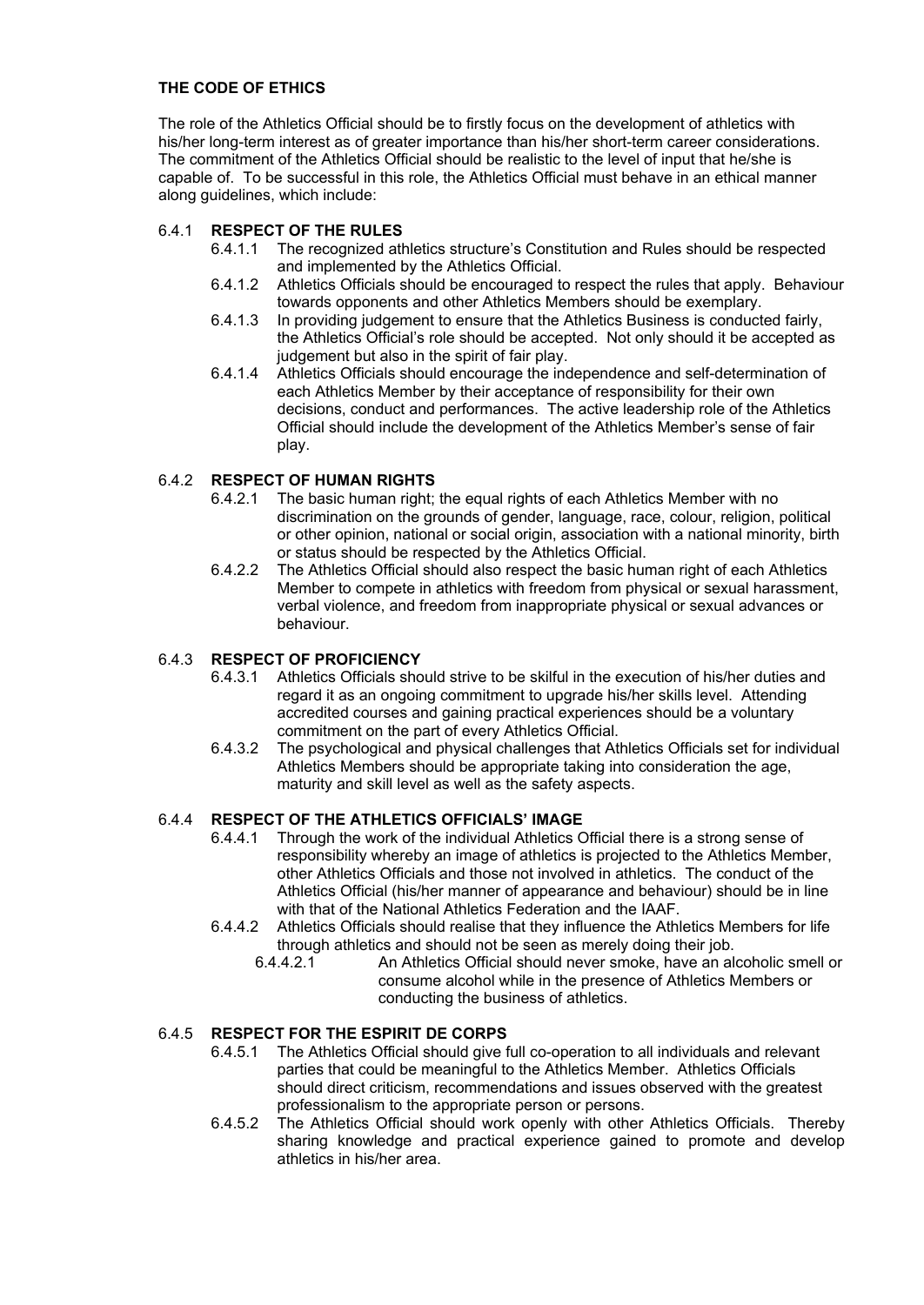**THE CODE OF ETHICS**

The role of the Athletics Official should be to firstly focus on the development of athletics with his/her long-term interest as of greater importance than his/her short-term career considerations. The commitment of the Athletics Official should be realistic to the level of input that he/she is capable of. To be successful in this role, the Athletics Official must behave in an ethical manner along guidelines, which include:

6.4.1 **RESPECT OF THE RULES**

- 6.4.1.1 The recognized athletics structure's Constitution and Rules should be respected and implemented by the Athletics Official.
- 6.4.1.2 Athletics Officials should be encouraged to respect the rules that apply. Behaviour towards opponents and other Athletics Members should be exemplary.
- 6.4.1.3 In providing judgement to ensure that the Athletics Business is conducted fairly, the Athletics Official's role should be accepted. Not only should it be accepted as judgement but also in the spirit of fair play.
- 6.4.1.4 Athletics Officials should encourage the independence and self-determination of each Athletics Member by their acceptance of responsibility for their own decisions, conduct and performances. The active leadership role of the Athletics Official should include the development of the Athletics Member's sense of fair play.

6.4.2 **RESPECT OF HUMAN RIGHTS**

- 6.4.2.1 The basic human right; the equal rights of each Athletics Member with no discrimination on the grounds of gender, language, race, colour, religion, political or other opinion, national or social origin, association with a national minority, birth or status should be respected by the Athletics Official.
- 6.4.2.2 The Athletics Official should also respect the basic human right of each Athletics Member to compete in athletics with freedom from physical or sexual harassment, verbal violence, and freedom from inappropriate physical or sexual advances or behaviour.

6.4.3 **RESPECT OF PROFICIENCY**

- 6.4.3.1 Athletics Officials should strive to be skilful in the execution of his/her duties and regard it as an ongoing commitment to upgrade his/her skills level. Attending accredited courses and gaining practical experiences should be a voluntary commitment on the part of every Athletics Official.
- 6.4.3.2 The psychological and physical challenges that Athletics Officials set for individual Athletics Members should be appropriate taking into consideration the age, maturity and skill level as well as the safety aspects.

6.4.4 **RESPECT OF THE ATHLETICS OFFICIALS' IMAGE**

- 6.4.4.1 Through the work of the individual Athletics Official there is a strong sense of responsibility whereby an image of athletics is projected to the Athletics Member, other Athletics Officials and those not involved in athletics. The conduct of the Athletics Official (his/her manner of appearance and behaviour) should be in line with that of the National Athletics Federation and the IAAF.
- 6.4.4.2 Athletics Officials should realise that they influence the Athletics Members for life through athletics and should not be seen as merely doing their job.
  - 6.4.4.2.1 An Athletics Official should never smoke, have an alcoholic smell or consume alcohol while in the presence of Athletics Members or conducting the business of athletics.

6.4.5 **RESPECT FOR THE ESPIRIT DE CORPS**

- 6.4.5.1 The Athletics Official should give full co-operation to all individuals and relevant parties that could be meaningful to the Athletics Member. Athletics Officials should direct criticism, recommendations and issues observed with the greatest professionalism to the appropriate person or persons.
- 6.4.5.2 The Athletics Official should work openly with other Athletics Officials. Thereby sharing knowledge and practical experience gained to promote and develop athletics in his/her area.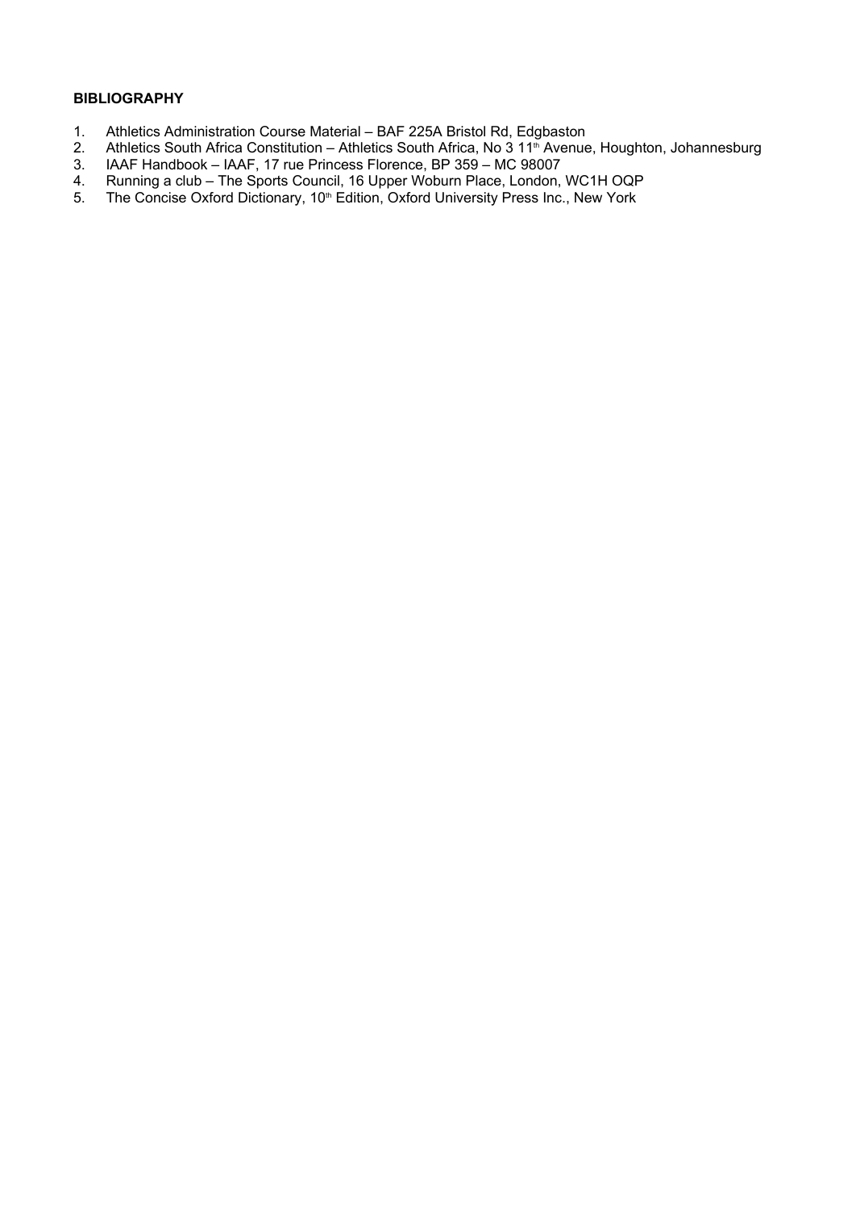**BIBLIOGRAPHY**

1. Athletics Administration Course Material – BAF 225A Bristol Rd, Edgbaston
2. Athletics South Africa Constitution – Athletics South Africa, No 3 11th Avenue, Houghton, Johannesburg
3. IAAF Handbook – IAAF, 17 rue Princess Florence, BP 359 – MC 98007
4. Running a club – The Sports Council, 16 Upper Woburn Place, London, WC1H OQP
5. The Concise Oxford Dictionary, 10th Edition, Oxford University Press Inc., New York